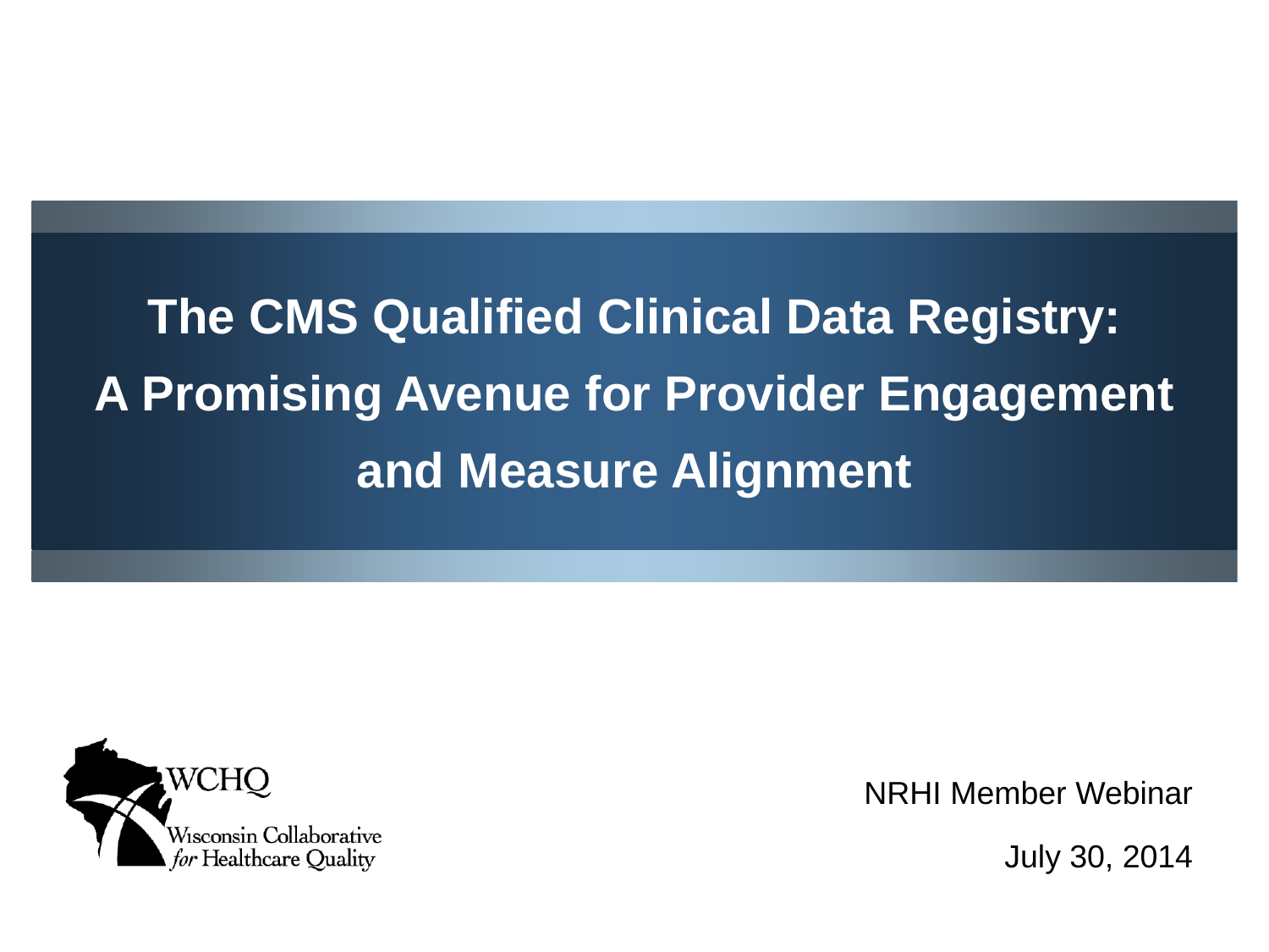# The CMS Qualified Clinical Data Registry: A Promising Avenue for Provider Engagement and Measure Alignment

WCHQ

Wisconsin Collaborative *for* Healthcare Quality

NRHI Member Webinar

July 30, 2014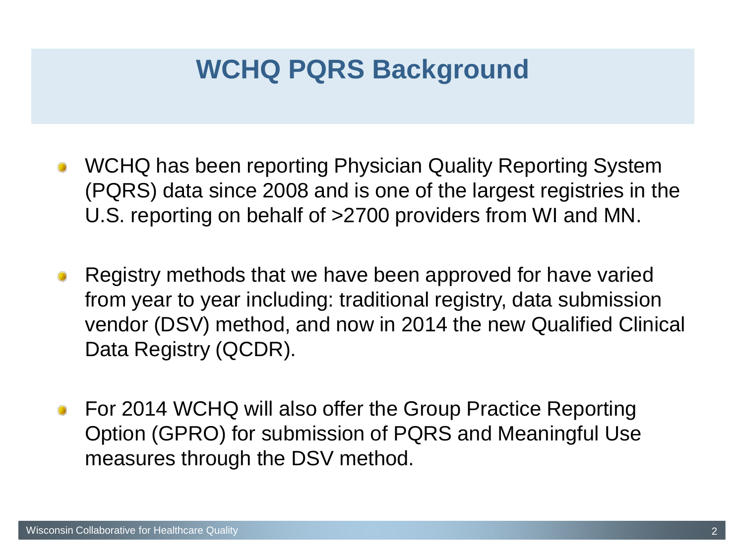# WCHQ PQRS Background

- WCHQ has been reporting Physician Quality Reporting System (PQRS) data since 2008 and is one of the largest registries in the U.S. reporting on behalf of >2700 providers from WI and MN.
- Registry methods that we have been approved for have varied from year to year including: traditional registry, data submission vendor (DSV) method, and now in 2014 the new Qualified Clinical Data Registry (QCDR).
- For 2014 WCHQ will also offer the Group Practice Reporting Option (GPRO) for submission of PQRS and Meaningful Use measures through the DSV method.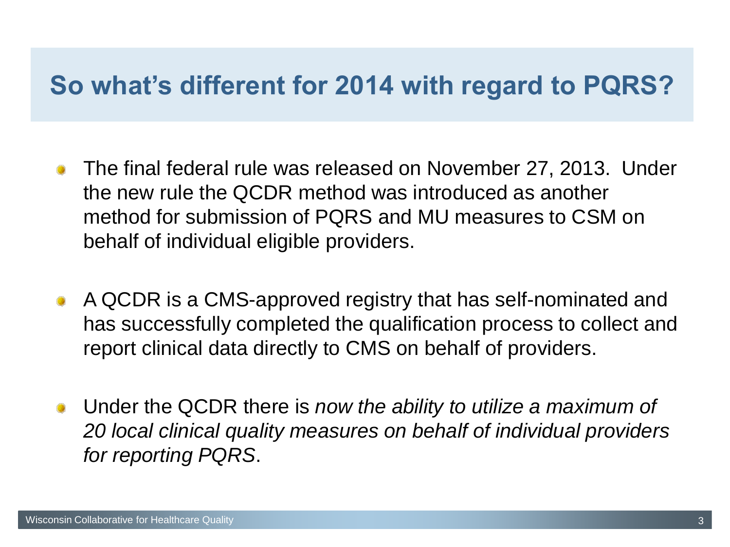## So what's different for 2014 with regard to PQRS?

- The final federal rule was released on November 27, 2013. Under the new rule the QCDR method was introduced as another method for submission of PQRS and MU measures to CSM on behalf of individual eligible providers.
- A QCDR is a CMS-approved registry that has self-nominated and has successfully completed the qualification process to collect and report clinical data directly to CMS on behalf of providers.
- Under the QCDR there is *now the ability to utilize a maximum of 20 local clinical quality measures on behalf of individual providers for reporting PQRS*.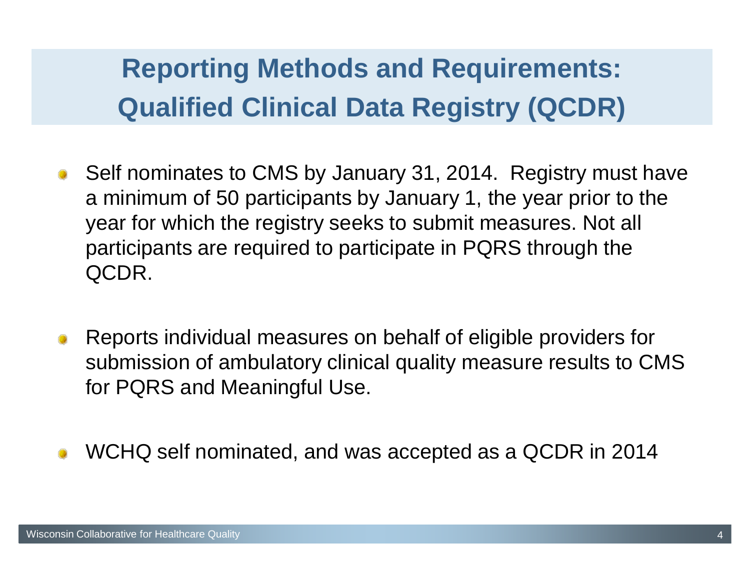# Reporting Methods and Requirements: Qualified Clinical Data Registry (QCDR)

- Self nominates to CMS by January 31, 2014. Registry must have a minimum of 50 participants by January 1, the year prior to the year for which the registry seeks to submit measures. Not all participants are required to participate in PQRS through the QCDR.
- Reports individual measures on behalf of eligible providers for submission of ambulatory clinical quality measure results to CMS for PQRS and Meaningful Use.
- WCHQ self nominated, and was accepted as a QCDR in 2014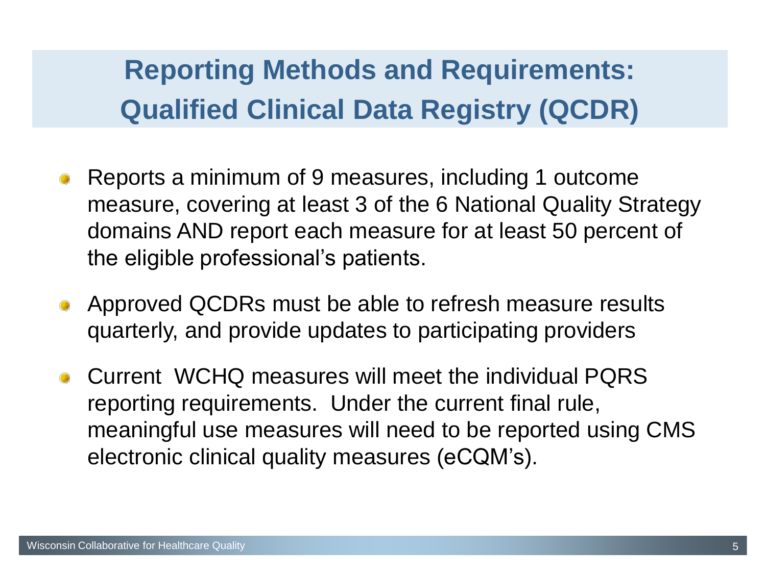# Reporting Methods and Requirements: Qualified Clinical Data Registry (QCDR)

- Reports a minimum of 9 measures, including 1 outcome measure, covering at least 3 of the 6 National Quality Strategy domains AND report each measure for at least 50 percent of the eligible professional's patients.
- Approved QCDRs must be able to refresh measure results quarterly, and provide updates to participating providers
- Current WCHQ measures will meet the individual PQRS reporting requirements. Under the current final rule, meaningful use measures will need to be reported using CMS electronic clinical quality measures (eCQM's).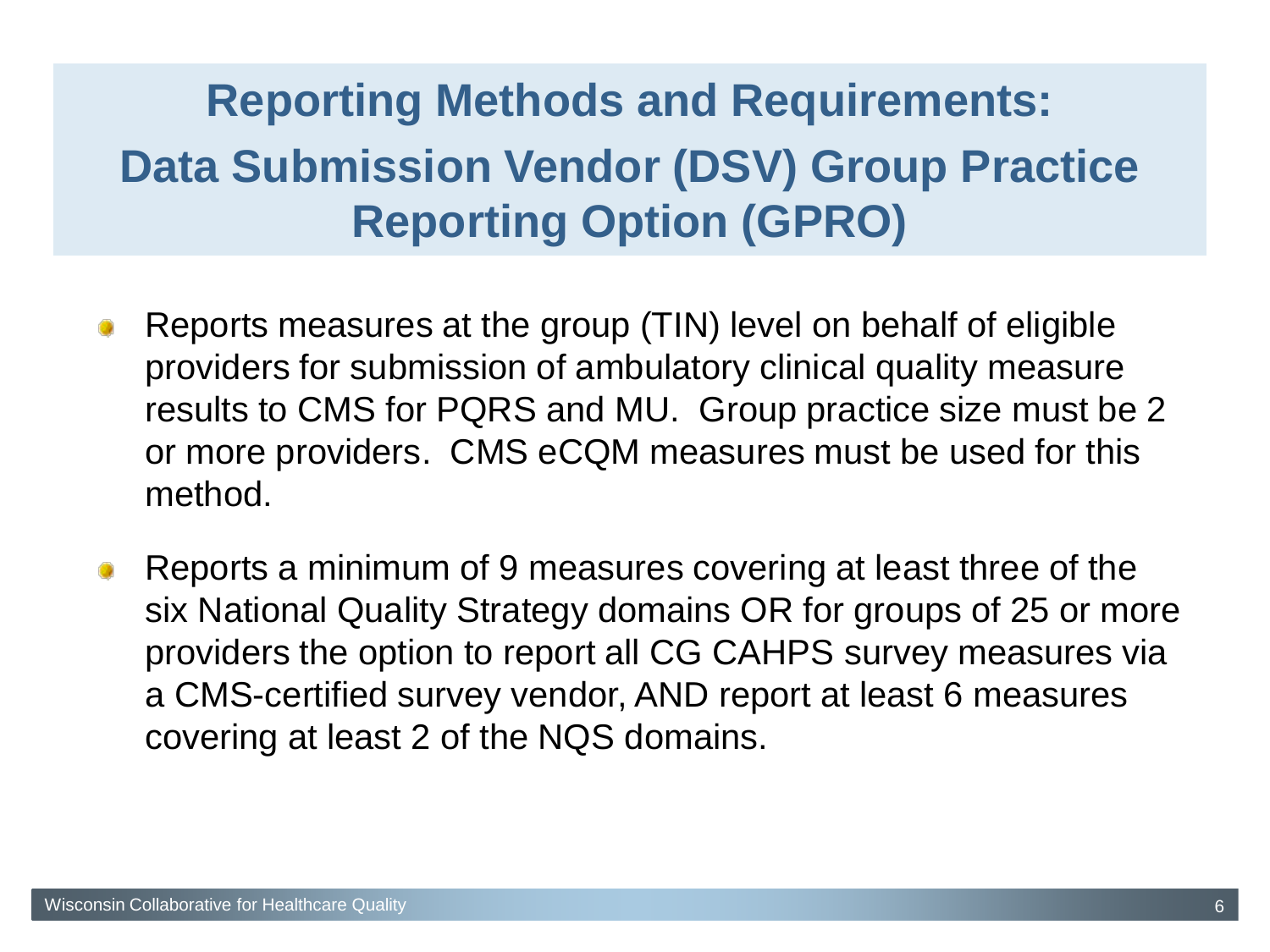# Reporting Methods and Requirements: Data Submission Vendor (DSV) Group Practice Reporting Option (GPRO)

- Reports measures at the group (TIN) level on behalf of eligible providers for submission of ambulatory clinical quality measure results to CMS for PQRS and MU. Group practice size must be 2 or more providers. CMS eCQM measures must be used for this method.
- Reports a minimum of 9 measures covering at least three of the six National Quality Strategy domains OR for groups of 25 or more providers the option to report all CG CAHPS survey measures via a CMS-certified survey vendor, AND report at least 6 measures covering at least 2 of the NQS domains.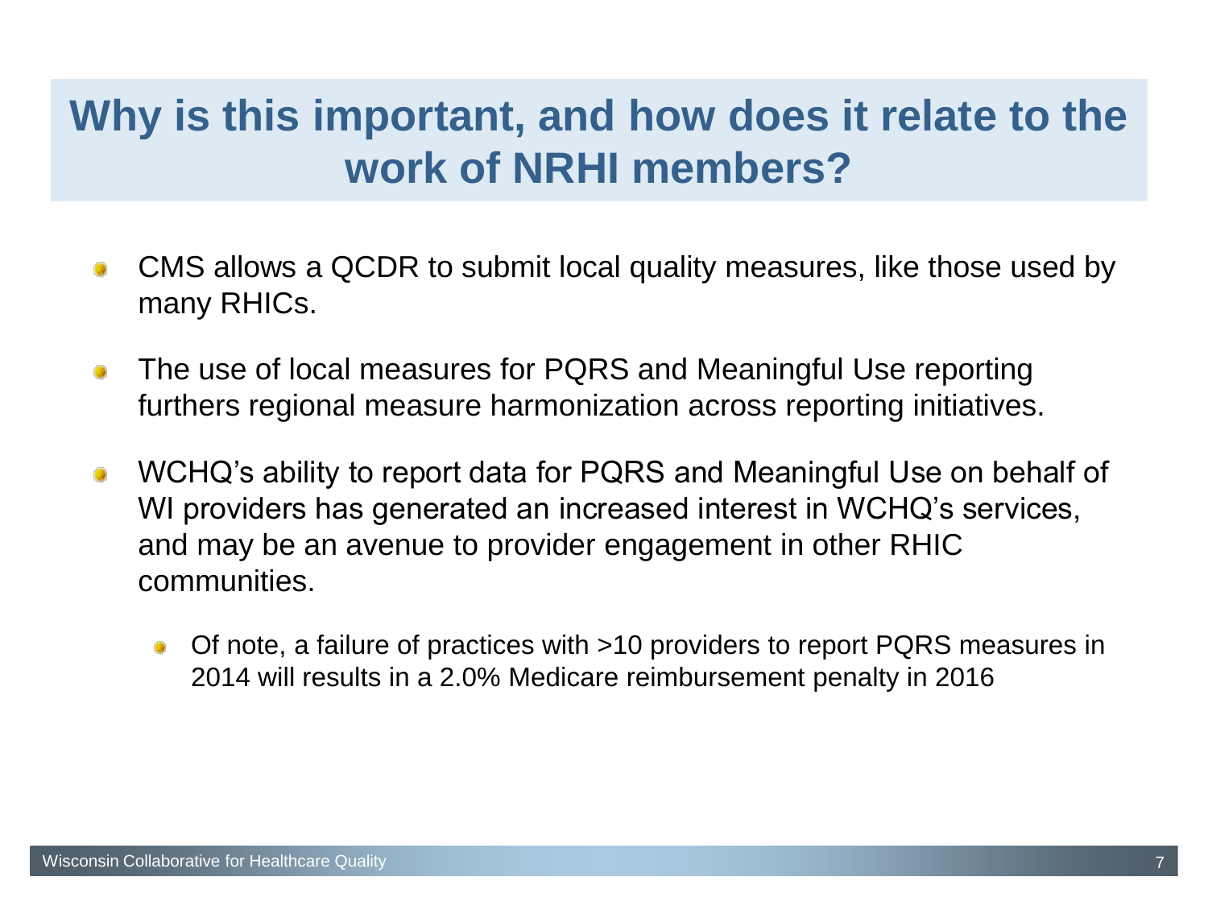# Why is this important, and how does it relate to the work of NRHI members?

- CMS allows a QCDR to submit local quality measures, like those used by many RHICs.
- The use of local measures for PQRS and Meaningful Use reporting furthers regional measure harmonization across reporting initiatives.
- WCHQ's ability to report data for PQRS and Meaningful Use on behalf of WI providers has generated an increased interest in WCHQ's services, and may be an avenue to provider engagement in other RHIC communities.
  - Of note, a failure of practices with >10 providers to report PQRS measures in 2014 will results in a 2.0% Medicare reimbursement penalty in 2016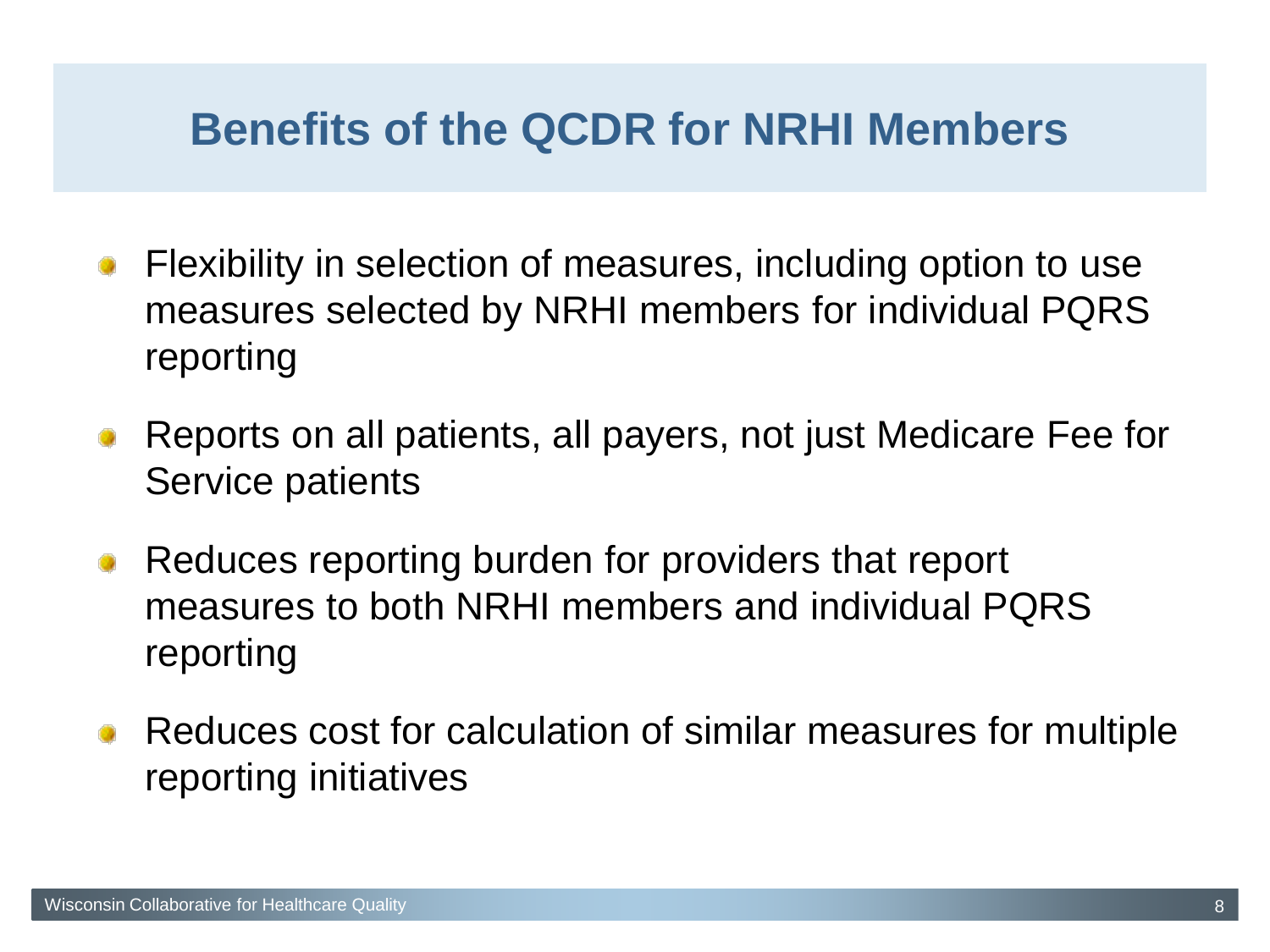# Benefits of the QCDR for NRHI Members

- Flexibility in selection of measures, including option to use measures selected by NRHI members for individual PQRS reporting
- Reports on all patients, all payers, not just Medicare Fee for Service patients
- Reduces reporting burden for providers that report measures to both NRHI members and individual PQRS reporting
- Reduces cost for calculation of similar measures for multiple reporting initiatives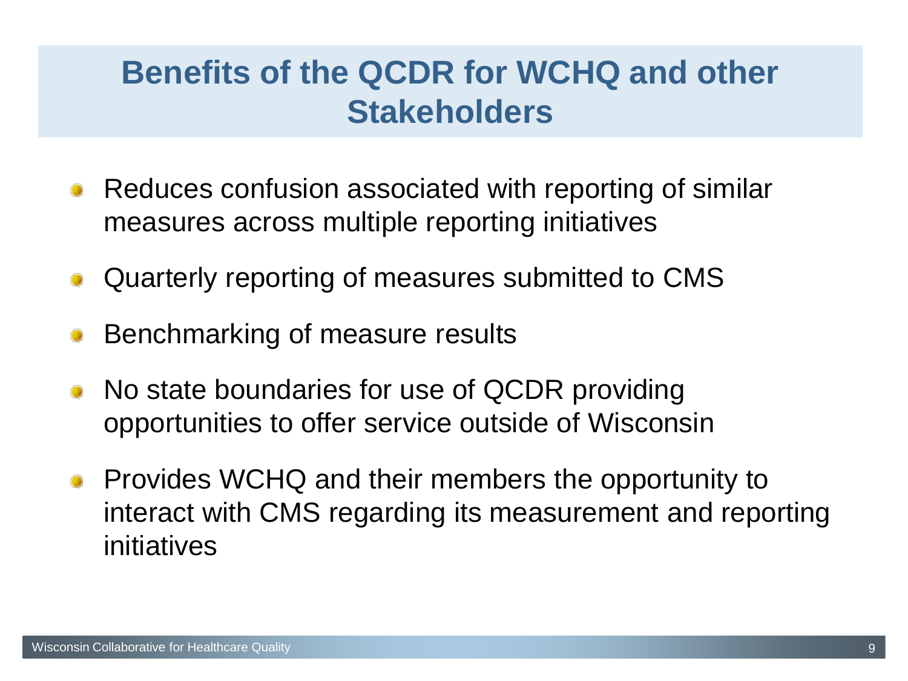# Benefits of the QCDR for WCHQ and other Stakeholders

- Reduces confusion associated with reporting of similar measures across multiple reporting initiatives
- Quarterly reporting of measures submitted to CMS
- Benchmarking of measure results
- No state boundaries for use of QCDR providing opportunities to offer service outside of Wisconsin
- Provides WCHQ and their members the opportunity to interact with CMS regarding its measurement and reporting initiatives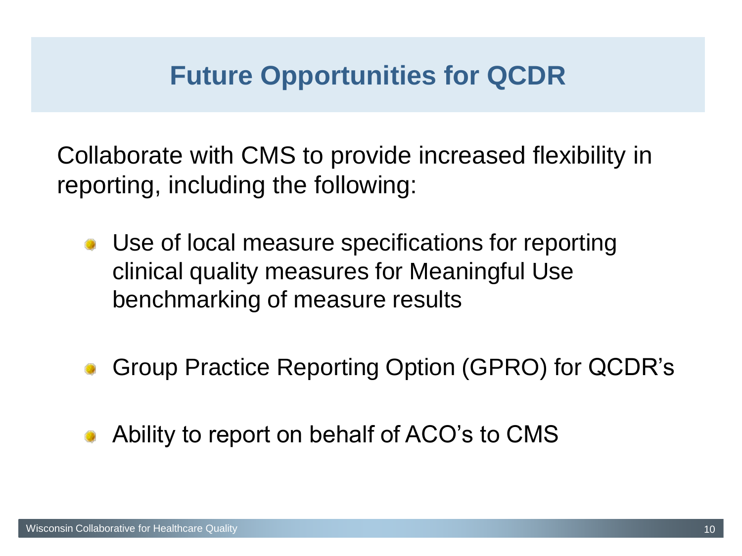# Future Opportunities for QCDR

Collaborate with CMS to provide increased flexibility in reporting, including the following:

- Use of local measure specifications for reporting clinical quality measures for Meaningful Use benchmarking of measure results
- Group Practice Reporting Option (GPRO) for QCDR's
- Ability to report on behalf of ACO's to CMS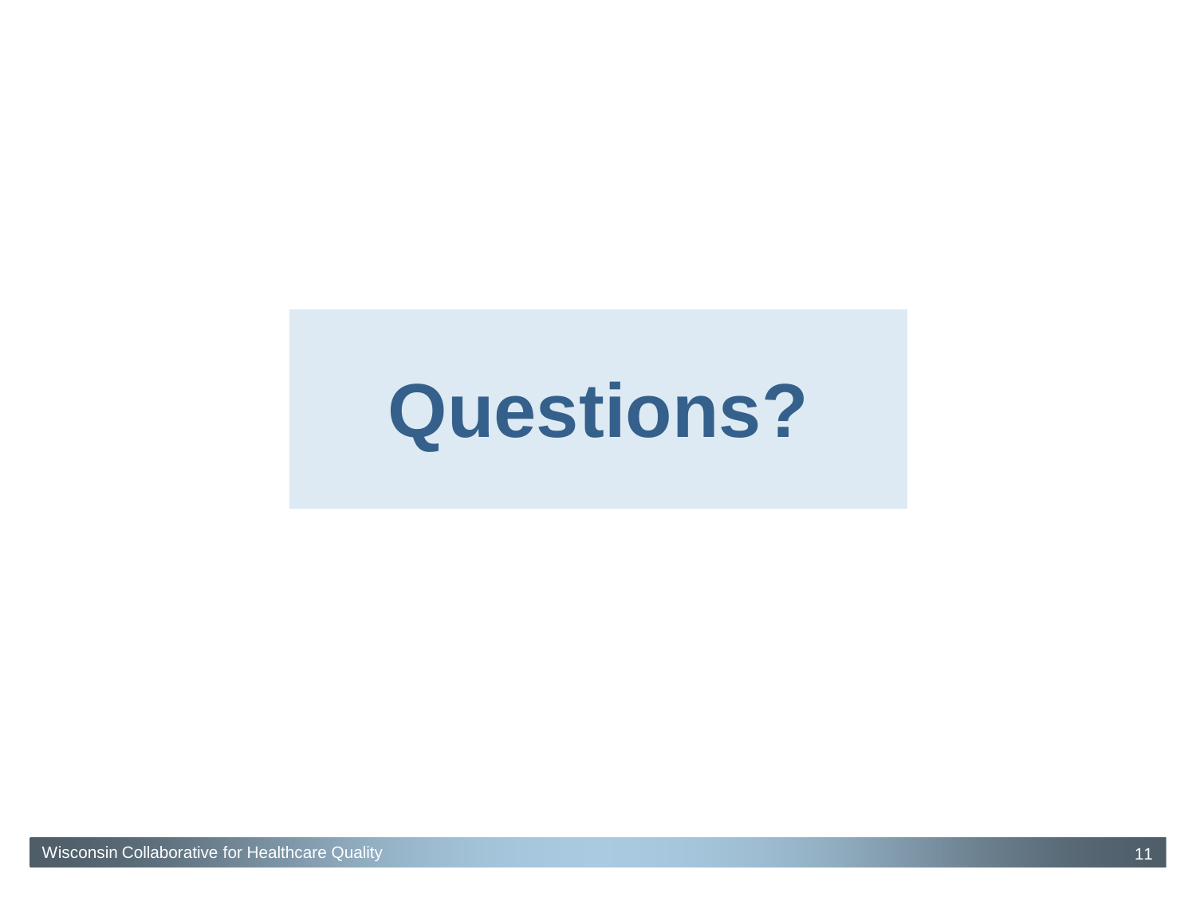# Questions?